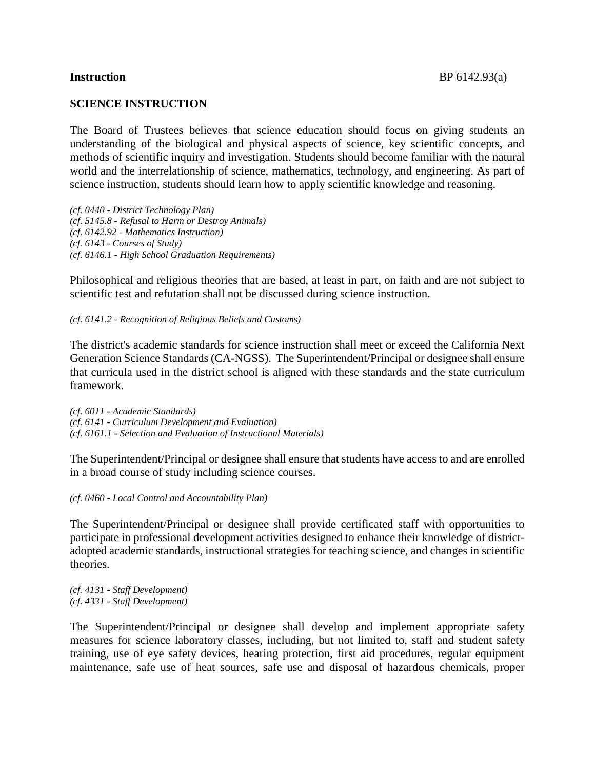**Instruction** BP 6142.93(a)

## SCIENCE INSTRUCTION

The Board of Trustees believes that science education should focus on giving students an understanding of the biological and physical aspects of science, key scientific concepts, and methods of scientific inquiry and investigation. Students should become familiar with the natural world and the interrelationship of science, mathematics, technology, and engineering. As part of science instruction, students should learn how to apply scientific knowledge and reasoning.

*(cf. 0440 - District Technology Plan)*
*(cf. 5145.8 - Refusal to Harm or Destroy Animals)*
*(cf. 6142.92 - Mathematics Instruction)*
*(cf. 6143 - Courses of Study)*
*(cf. 6146.1 - High School Graduation Requirements)*

Philosophical and religious theories that are based, at least in part, on faith and are not subject to scientific test and refutation shall not be discussed during science instruction.

*(cf. 6141.2 - Recognition of Religious Beliefs and Customs)*

The district's academic standards for science instruction shall meet or exceed the California Next Generation Science Standards (CA-NGSS). The Superintendent/Principal or designee shall ensure that curricula used in the district school is aligned with these standards and the state curriculum framework.

*(cf. 6011 - Academic Standards)*
*(cf. 6141 - Curriculum Development and Evaluation)*
*(cf. 6161.1 - Selection and Evaluation of Instructional Materials)*

The Superintendent/Principal or designee shall ensure that students have access to and are enrolled in a broad course of study including science courses.

*(cf. 0460 - Local Control and Accountability Plan)*

The Superintendent/Principal or designee shall provide certificated staff with opportunities to participate in professional development activities designed to enhance their knowledge of district-adopted academic standards, instructional strategies for teaching science, and changes in scientific theories.

*(cf. 4131 - Staff Development)*
*(cf. 4331 - Staff Development)*

The Superintendent/Principal or designee shall develop and implement appropriate safety measures for science laboratory classes, including, but not limited to, staff and student safety training, use of eye safety devices, hearing protection, first aid procedures, regular equipment maintenance, safe use of heat sources, safe use and disposal of hazardous chemicals, proper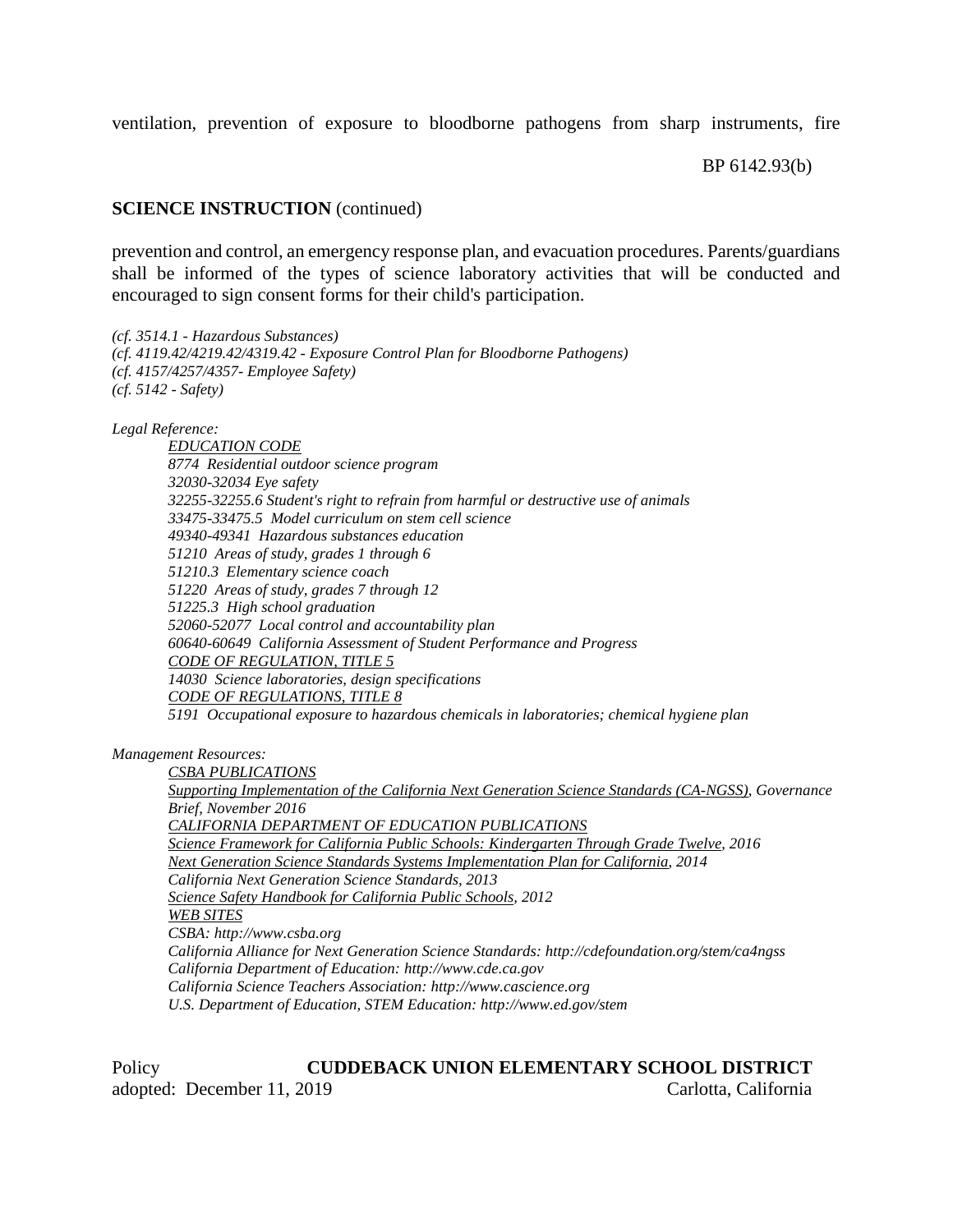ventilation, prevention of exposure to bloodborne pathogens from sharp instruments, fire

**SCIENCE INSTRUCTION** (continued)

prevention and control, an emergency response plan, and evacuation procedures. Parents/guardians shall be informed of the types of science laboratory activities that will be conducted and encouraged to sign consent forms for their child's participation.

*(cf. 3514.1 - Hazardous Substances)*
*(cf. 4119.42/4219.42/4319.42 - Exposure Control Plan for Bloodborne Pathogens)*
*(cf. 4157/4257/4357- Employee Safety)*
*(cf. 5142 - Safety)*

*Legal Reference:*

*EDUCATION CODE*
*8774 Residential outdoor science program*
*32030-32034 Eye safety*
*32255-32255.6 Student's right to refrain from harmful or destructive use of animals*
*33475-33475.5 Model curriculum on stem cell science*
*49340-49341 Hazardous substances education*
*51210 Areas of study, grades 1 through 6*
*51210.3 Elementary science coach*
*51220 Areas of study, grades 7 through 12*
*51225.3 High school graduation*
*52060-52077 Local control and accountability plan*
*60640-60649 California Assessment of Student Performance and Progress*
*CODE OF REGULATION, TITLE 5*
*14030 Science laboratories, design specifications*
*CODE OF REGULATIONS, TITLE 8*
*5191 Occupational exposure to hazardous chemicals in laboratories; chemical hygiene plan*

*Management Resources:*

*CSBA PUBLICATIONS*
*Supporting Implementation of the California Next Generation Science Standards (CA-NGSS), Governance Brief, November 2016*
*CALIFORNIA DEPARTMENT OF EDUCATION PUBLICATIONS*
*Science Framework for California Public Schools: Kindergarten Through Grade Twelve, 2016*
*Next Generation Science Standards Systems Implementation Plan for California, 2014*
*California Next Generation Science Standards, 2013*
*Science Safety Handbook for California Public Schools, 2012*
*WEB SITES*
*CSBA: http://www.csba.org*
*California Alliance for Next Generation Science Standards: http://cdefoundation.org/stem/ca4ngss*
*California Department of Education: http://www.cde.ca.gov*
*California Science Teachers Association: http://www.cascience.org*
*U.S. Department of Education, STEM Education: http://www.ed.gov/stem*

Policy adopted: December 11, 2019

**CUDDEBACK UNION ELEMENTARY SCHOOL DISTRICT**
Carlotta, California